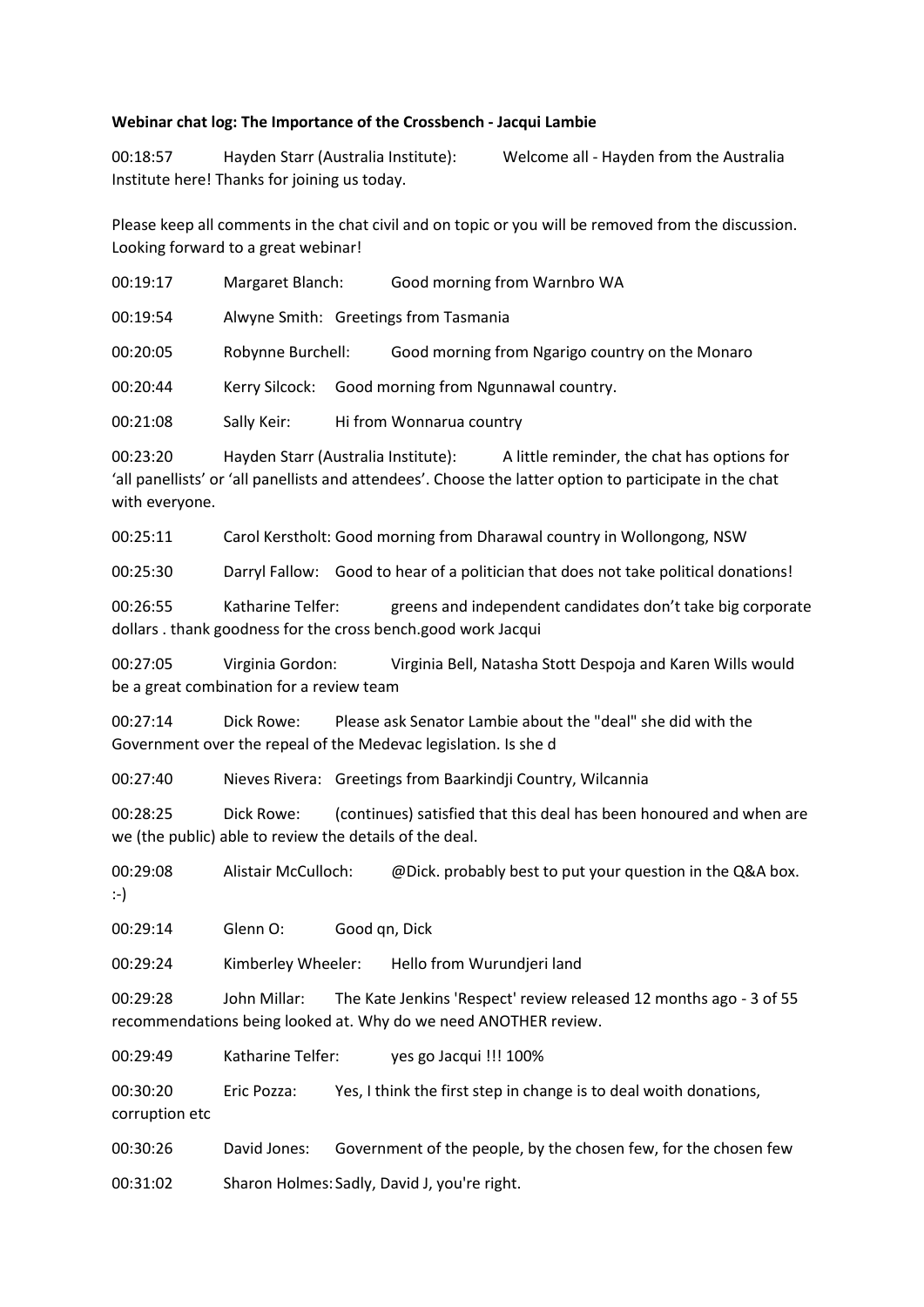**Webinar chat log: The Importance of the Crossbench - Jacqui Lambie**

00:18:57 Hayden Starr (Australia Institute): Welcome all - Hayden from the Australia Institute here! Thanks for joining us today.

Please keep all comments in the chat civil and on topic or you will be removed from the discussion. Looking forward to a great webinar!

00:19:17 Margaret Blanch: Good morning from Warnbro WA

00:19:54 Alwyne Smith: Greetings from Tasmania

00:20:05 Robynne Burchell: Good morning from Ngarigo country on the Monaro

00:20:44 Kerry Silcock: Good morning from Ngunnawal country.

00:21:08 Sally Keir: Hi from Wonnarua country

00:23:20 Hayden Starr (Australia Institute): A little reminder, the chat has options for 'all panellists' or 'all panellists and attendees'. Choose the latter option to participate in the chat with everyone.

00:25:11 Carol Kerstholt: Good morning from Dharawal country in Wollongong, NSW

00:25:30 Darryl Fallow: Good to hear of a politician that does not take political donations!

00:26:55 Katharine Telfer: greens and independent candidates don't take big corporate dollars . thank goodness for the cross bench.good work Jacqui

00:27:05 Virginia Gordon: Virginia Bell, Natasha Stott Despoja and Karen Wills would be a great combination for a review team

00:27:14 Dick Rowe: Please ask Senator Lambie about the "deal" she did with the Government over the repeal of the Medevac legislation. Is she d

00:27:40 Nieves Rivera: Greetings from Baarkindji Country, Wilcannia

00:28:25 Dick Rowe: (continues) satisfied that this deal has been honoured and when are we (the public) able to review the details of the deal.

00:29:08 Alistair McCulloch: @Dick. probably best to put your question in the Q&A box. :-)

00:29:14 Glenn O: Good qn, Dick

00:29:24 Kimberley Wheeler: Hello from Wurundjeri land

00:29:28 John Millar: The Kate Jenkins 'Respect' review released 12 months ago - 3 of 55 recommendations being looked at. Why do we need ANOTHER review.

00:29:49 Katharine Telfer: yes go Jacqui !!! 100%

00:30:20 Eric Pozza: Yes, I think the first step in change is to deal woith donations, corruption etc

00:30:26 David Jones: Government of the people, by the chosen few, for the chosen few

00:31:02 Sharon Holmes: Sadly, David J, you're right.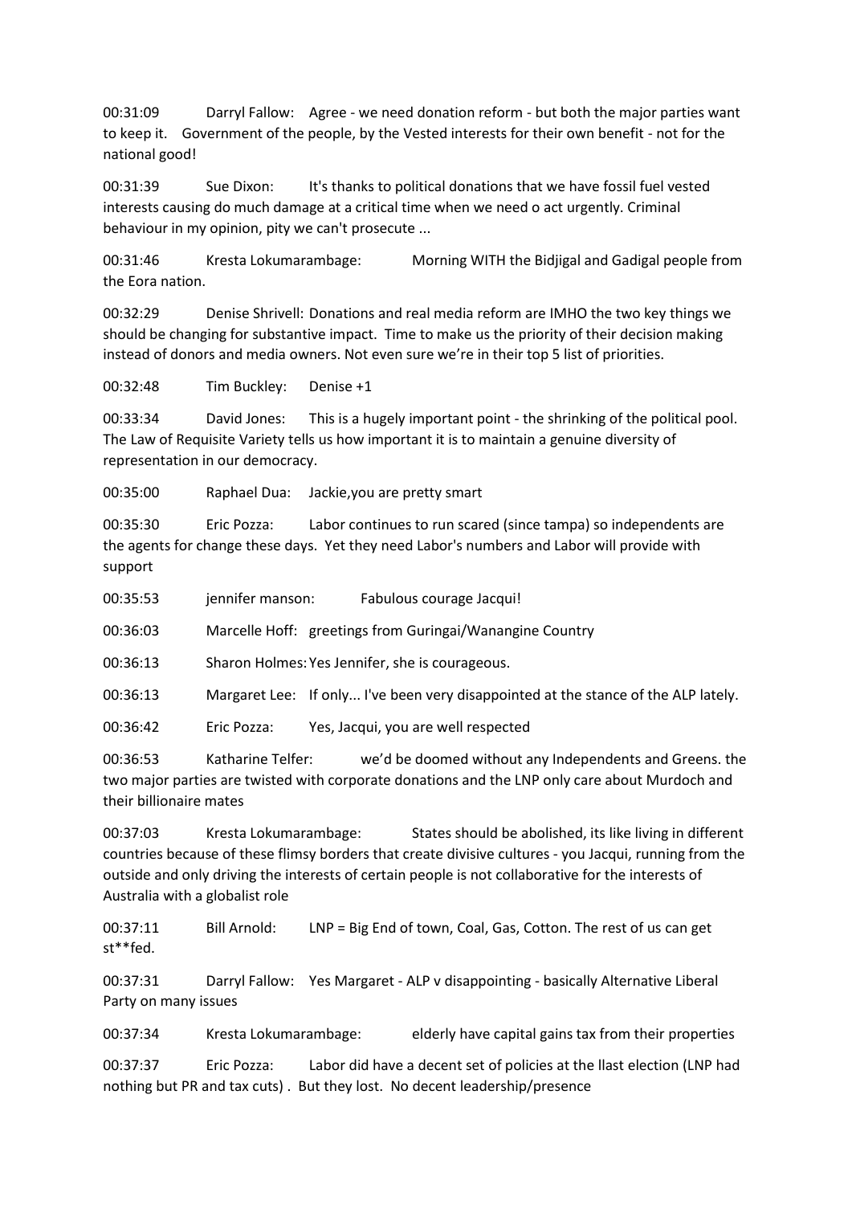00:31:09 Darryl Fallow: Agree - we need donation reform - but both the major parties want to keep it. Government of the people, by the Vested interests for their own benefit - not for the national good!

00:31:39 Sue Dixon: It's thanks to political donations that we have fossil fuel vested interests causing do much damage at a critical time when we need o act urgently. Criminal behaviour in my opinion, pity we can't prosecute ...

00:31:46 Kresta Lokumarambage: Morning WITH the Bidjigal and Gadigal people from the Eora nation.

00:32:29 Denise Shrivell: Donations and real media reform are IMHO the two key things we should be changing for substantive impact. Time to make us the priority of their decision making instead of donors and media owners. Not even sure we're in their top 5 list of priorities.

00:32:48 Tim Buckley: Denise +1

00:33:34 David Jones: This is a hugely important point - the shrinking of the political pool. The Law of Requisite Variety tells us how important it is to maintain a genuine diversity of representation in our democracy.

00:35:00 Raphael Dua: Jackie,you are pretty smart

00:35:30 Eric Pozza: Labor continues to run scared (since tampa) so independents are the agents for change these days. Yet they need Labor's numbers and Labor will provide with support

00:35:53 jennifer manson: Fabulous courage Jacqui!

00:36:03 Marcelle Hoff: greetings from Guringai/Wanangine Country

00:36:13 Sharon Holmes: Yes Jennifer, she is courageous.

00:36:13 Margaret Lee: If only... I've been very disappointed at the stance of the ALP lately.

00:36:42 Eric Pozza: Yes, Jacqui, you are well respected

00:36:53 Katharine Telfer: we'd be doomed without any Independents and Greens. the two major parties are twisted with corporate donations and the LNP only care about Murdoch and their billionaire mates

00:37:03 Kresta Lokumarambage: States should be abolished, its like living in different countries because of these flimsy borders that create divisive cultures - you Jacqui, running from the outside and only driving the interests of certain people is not collaborative for the interests of Australia with a globalist role

00:37:11 Bill Arnold: LNP = Big End of town, Coal, Gas, Cotton. The rest of us can get st**fed.

00:37:31 Darryl Fallow: Yes Margaret - ALP v disappointing - basically Alternative Liberal Party on many issues

00:37:34 Kresta Lokumarambage: elderly have capital gains tax from their properties

00:37:37 Eric Pozza: Labor did have a decent set of policies at the llast election (LNP had nothing but PR and tax cuts) . But they lost. No decent leadership/presence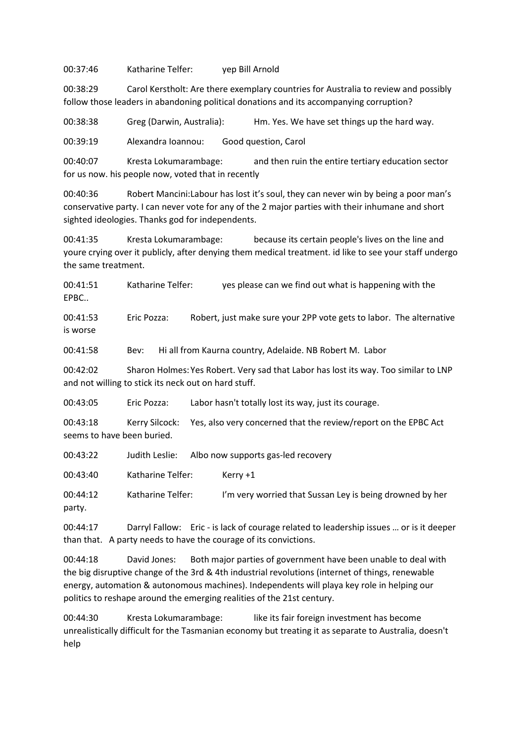00:37:46 Katharine Telfer: yep Bill Arnold

00:38:29 Carol Kerstholt: Are there exemplary countries for Australia to review and possibly follow those leaders in abandoning political donations and its accompanying corruption?

00:38:38 Greg (Darwin, Australia): Hm. Yes. We have set things up the hard way.

00:39:19 Alexandra Ioannou: Good question, Carol

00:40:07 Kresta Lokumarambage: and then ruin the entire tertiary education sector for us now. his people now, voted that in recently

00:40:36 Robert Mancini:Labour has lost it's soul, they can never win by being a poor man's conservative party. I can never vote for any of the 2 major parties with their inhumane and short sighted ideologies. Thanks god for independents.

00:41:35 Kresta Lokumarambage: because its certain people's lives on the line and youre crying over it publicly, after denying them medical treatment. id like to see your staff undergo the same treatment.

00:41:51 Katharine Telfer: yes please can we find out what is happening with the EPBC..

00:41:53 Eric Pozza: Robert, just make sure your 2PP vote gets to labor. The alternative is worse

00:41:58 Bev: Hi all from Kaurna country, Adelaide. NB Robert M. Labor

00:42:02 Sharon Holmes:Yes Robert. Very sad that Labor has lost its way. Too similar to LNP and not willing to stick its neck out on hard stuff.

00:43:05 Eric Pozza: Labor hasn't totally lost its way, just its courage.

00:43:18 Kerry Silcock: Yes, also very concerned that the review/report on the EPBC Act seems to have been buried.

00:43:22 Judith Leslie: Albo now supports gas-led recovery

00:43:40 Katharine Telfer: Kerry +1

00:44:12 Katharine Telfer: I'm very worried that Sussan Ley is being drowned by her party.

00:44:17 Darryl Fallow: Eric - is lack of courage related to leadership issues … or is it deeper than that. A party needs to have the courage of its convictions.

00:44:18 David Jones: Both major parties of government have been unable to deal with the big disruptive change of the 3rd & 4th industrial revolutions (internet of things, renewable energy, automation & autonomous machines). Independents will playa key role in helping our politics to reshape around the emerging realities of the 21st century.

00:44:30 Kresta Lokumarambage: like its fair foreign investment has become unrealistically difficult for the Tasmanian economy but treating it as separate to Australia, doesn't help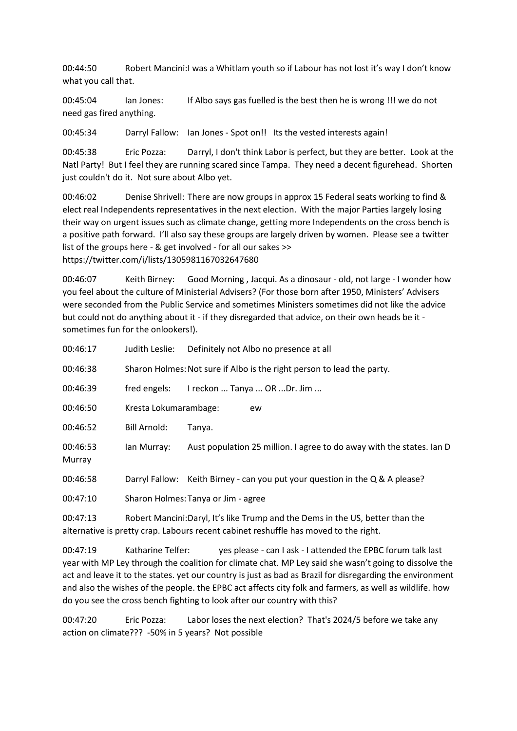00:44:50 Robert Mancini:I was a Whitlam youth so if Labour has not lost it's way I don't know what you call that.

00:45:04 Ian Jones: If Albo says gas fuelled is the best then he is wrong !!! we do not need gas fired anything.

00:45:34 Darryl Fallow: Ian Jones - Spot on!! Its the vested interests again!

00:45:38 Eric Pozza: Darryl, I don't think Labor is perfect, but they are better. Look at the Natl Party! But I feel they are running scared since Tampa. They need a decent figurehead. Shorten just couldn't do it. Not sure about Albo yet.

00:46:02 Denise Shrivell: There are now groups in approx 15 Federal seats working to find & elect real Independents representatives in the next election. With the major Parties largely losing their way on urgent issues such as climate change, getting more Independents on the cross bench is a positive path forward. I'll also say these groups are largely driven by women. Please see a twitter list of the groups here - & get involved - for all our sakes >> https://twitter.com/i/lists/1305981167032647680

00:46:07 Keith Birney: Good Morning , Jacqui. As a dinosaur - old, not large - I wonder how you feel about the culture of Ministerial Advisers? (For those born after 1950, Ministers' Advisers were seconded from the Public Service and sometimes Ministers sometimes did not like the advice but could not do anything about it - if they disregarded that advice, on their own heads be it - sometimes fun for the onlookers!).

00:46:17 Judith Leslie: Definitely not Albo no presence at all

00:46:38 Sharon Holmes: Not sure if Albo is the right person to lead the party.

00:46:39 fred engels: I reckon ... Tanya ... OR ...Dr. Jim ...

00:46:50 Kresta Lokumarambage: ew

00:46:52 Bill Arnold: Tanya.

00:46:53 Ian Murray: Aust population 25 million. I agree to do away with the states. Ian D Murray

00:46:58 Darryl Fallow: Keith Birney - can you put your question in the Q & A please?

00:47:10 Sharon Holmes: Tanya or Jim - agree

00:47:13 Robert Mancini:Daryl, It's like Trump and the Dems in the US, better than the alternative is pretty crap. Labours recent cabinet reshuffle has moved to the right.

00:47:19 Katharine Telfer: yes please - can I ask - I attended the EPBC forum talk last year with MP Ley through the coalition for climate chat. MP Ley said she wasn't going to dissolve the act and leave it to the states. yet our country is just as bad as Brazil for disregarding the environment and also the wishes of the people. the EPBC act affects city folk and farmers, as well as wildlife. how do you see the cross bench fighting to look after our country with this?

00:47:20 Eric Pozza: Labor loses the next election? That's 2024/5 before we take any action on climate??? -50% in 5 years? Not possible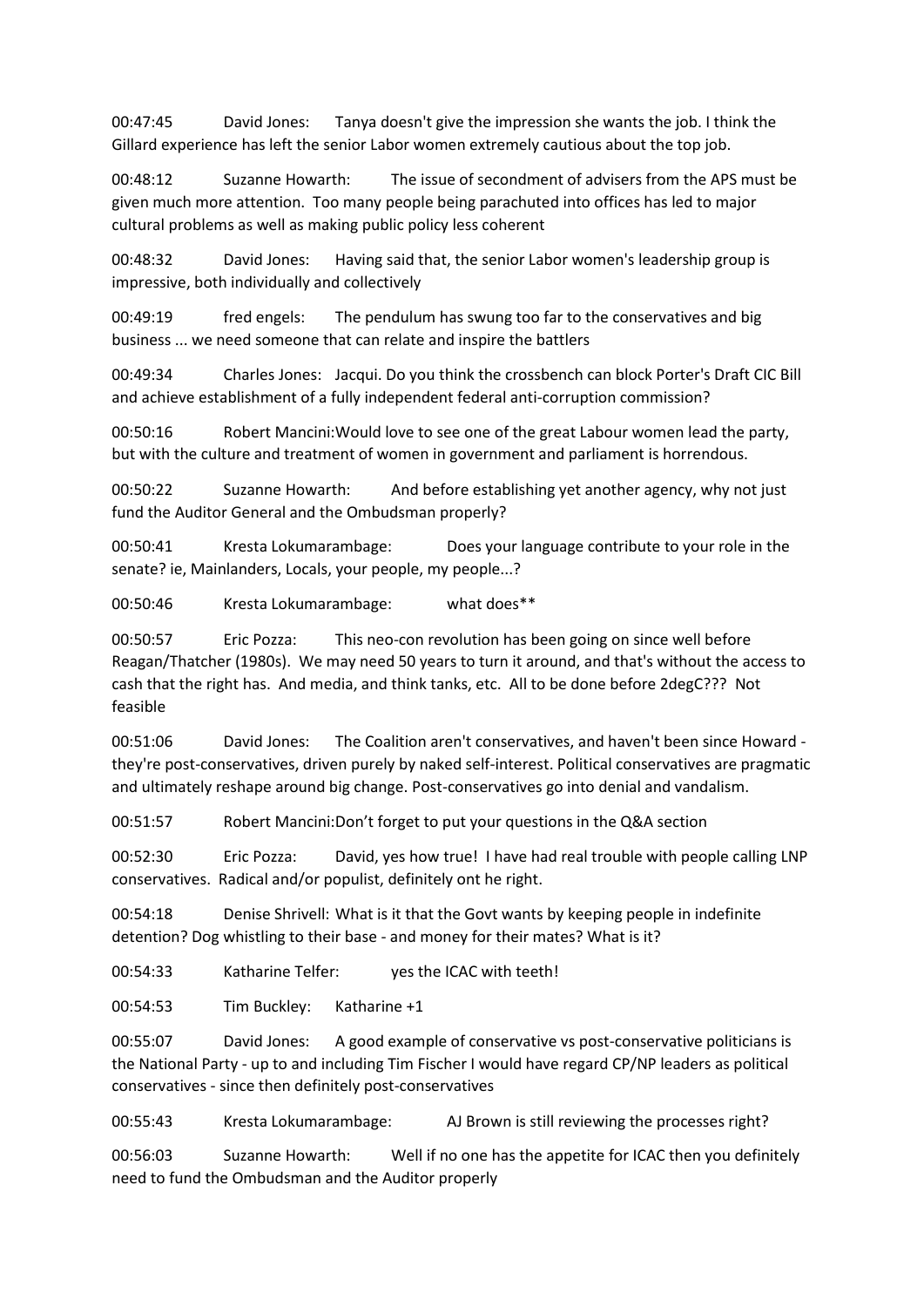00:47:45 David Jones: Tanya doesn't give the impression she wants the job. I think the Gillard experience has left the senior Labor women extremely cautious about the top job.

00:48:12 Suzanne Howarth: The issue of secondment of advisers from the APS must be given much more attention. Too many people being parachuted into offices has led to major cultural problems as well as making public policy less coherent

00:48:32 David Jones: Having said that, the senior Labor women's leadership group is impressive, both individually and collectively

00:49:19 fred engels: The pendulum has swung too far to the conservatives and big business ... we need someone that can relate and inspire the battlers

00:49:34 Charles Jones: Jacqui. Do you think the crossbench can block Porter's Draft CIC Bill and achieve establishment of a fully independent federal anti-corruption commission?

00:50:16 Robert Mancini:Would love to see one of the great Labour women lead the party, but with the culture and treatment of women in government and parliament is horrendous.

00:50:22 Suzanne Howarth: And before establishing yet another agency, why not just fund the Auditor General and the Ombudsman properly?

00:50:41 Kresta Lokumarambage: Does your language contribute to your role in the senate? ie, Mainlanders, Locals, your people, my people...?

00:50:46 Kresta Lokumarambage: what does**

00:50:57 Eric Pozza: This neo-con revolution has been going on since well before Reagan/Thatcher (1980s). We may need 50 years to turn it around, and that's without the access to cash that the right has. And media, and think tanks, etc. All to be done before 2degC??? Not feasible

00:51:06 David Jones: The Coalition aren't conservatives, and haven't been since Howard - they're post-conservatives, driven purely by naked self-interest. Political conservatives are pragmatic and ultimately reshape around big change. Post-conservatives go into denial and vandalism.

00:51:57 Robert Mancini:Don't forget to put your questions in the Q&A section

00:52:30 Eric Pozza: David, yes how true! I have had real trouble with people calling LNP conservatives. Radical and/or populist, definitely ont he right.

00:54:18 Denise Shrivell: What is it that the Govt wants by keeping people in indefinite detention? Dog whistling to their base - and money for their mates? What is it?

00:54:33 Katharine Telfer: yes the ICAC with teeth!

00:54:53 Tim Buckley: Katharine +1

00:55:07 David Jones: A good example of conservative vs post-conservative politicians is the National Party - up to and including Tim Fischer I would have regard CP/NP leaders as political conservatives - since then definitely post-conservatives

00:55:43 Kresta Lokumarambage: AJ Brown is still reviewing the processes right?

00:56:03 Suzanne Howarth: Well if no one has the appetite for ICAC then you definitely need to fund the Ombudsman and the Auditor properly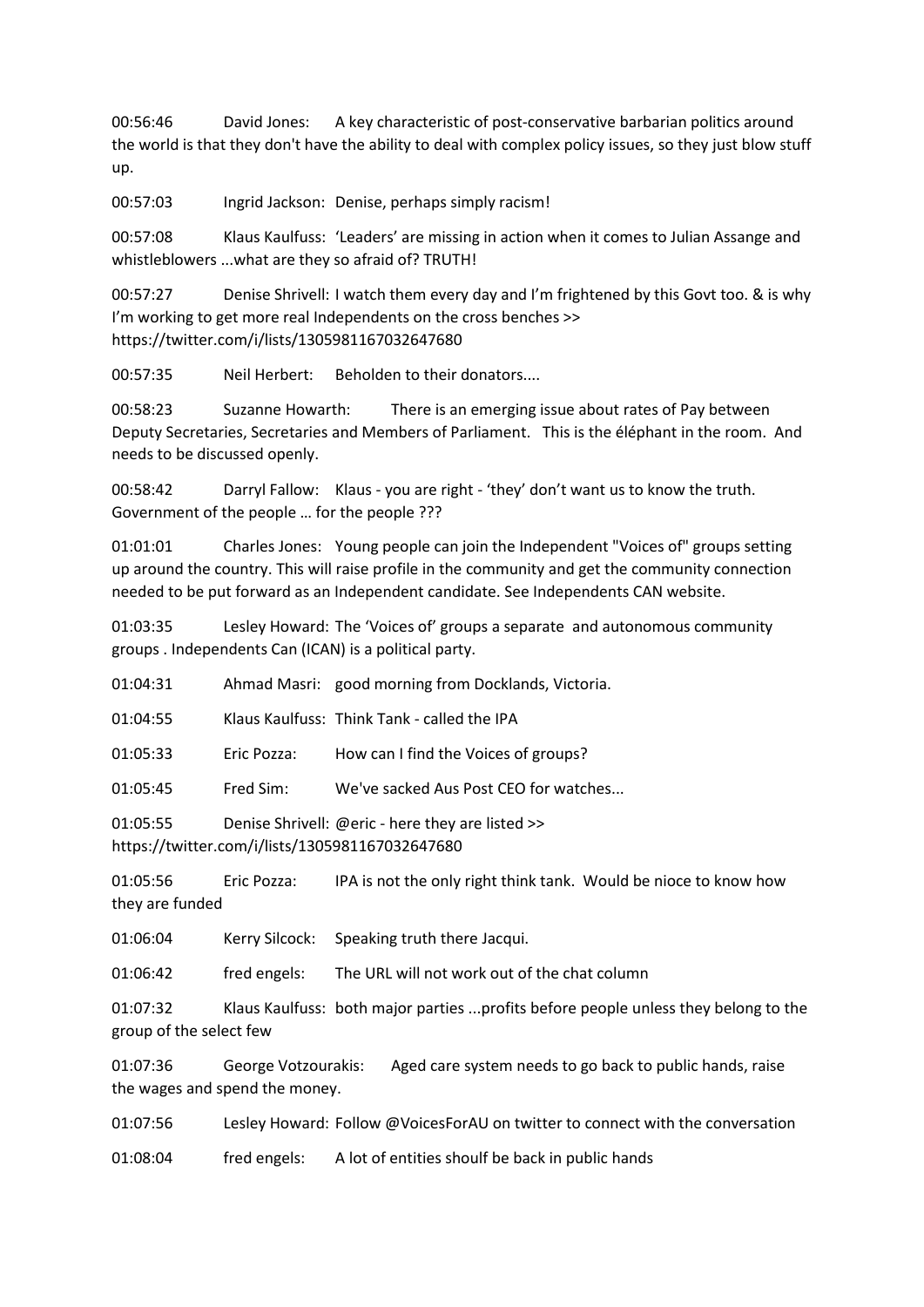00:56:46	David Jones:	A key characteristic of post-conservative barbarian politics around the world is that they don't have the ability to deal with complex policy issues, so they just blow stuff up.

00:57:03	Ingrid Jackson:	Denise, perhaps simply racism!

00:57:08	Klaus Kaulfuss:	'Leaders' are missing in action when it comes to Julian Assange and whistleblowers ...what are they so afraid of? TRUTH!

00:57:27	Denise Shrivell: I watch them every day and I'm frightened by this Govt too. & is why I'm working to get more real Independents on the cross benches >> https://twitter.com/i/lists/1305981167032647680

00:57:35	Neil Herbert:	Beholden to their donators....

00:58:23	Suzanne Howarth:	There is an emerging issue about rates of Pay between Deputy Secretaries, Secretaries and Members of Parliament. This is the éléphant in the room. And needs to be discussed openly.

00:58:42	Darryl Fallow:	Klaus - you are right - 'they' don't want us to know the truth. Government of the people … for the people ???

01:01:01	Charles Jones:	Young people can join the Independent "Voices of" groups setting up around the country. This will raise profile in the community and get the community connection needed to be put forward as an Independent candidate. See Independents CAN website.

01:03:35	Lesley Howard: The 'Voices of' groups a separate and autonomous community groups . Independents Can (ICAN) is a political party.

01:04:31	Ahmad Masri:	good morning from Docklands, Victoria.

01:04:55	Klaus Kaulfuss: Think Tank - called the IPA

01:05:33	Eric Pozza:	How can I find the Voices of groups?

01:05:45	Fred Sim:	We've sacked Aus Post CEO for watches...

01:05:55	Denise Shrivell: @eric - here they are listed >> https://twitter.com/i/lists/1305981167032647680

01:05:56	Eric Pozza:	IPA is not the only right think tank. Would be nioce to know how they are funded

01:06:04	Kerry Silcock:	Speaking truth there Jacqui.

01:06:42	fred engels:	The URL will not work out of the chat column

01:07:32	Klaus Kaulfuss: both major parties ...profits before people unless they belong to the group of the select few

01:07:36	George Votzourakis:	Aged care system needs to go back to public hands, raise the wages and spend the money.

01:07:56	Lesley Howard: Follow @VoicesForAU on twitter to connect with the conversation

01:08:04	fred engels:	A lot of entities shoulf be back in public hands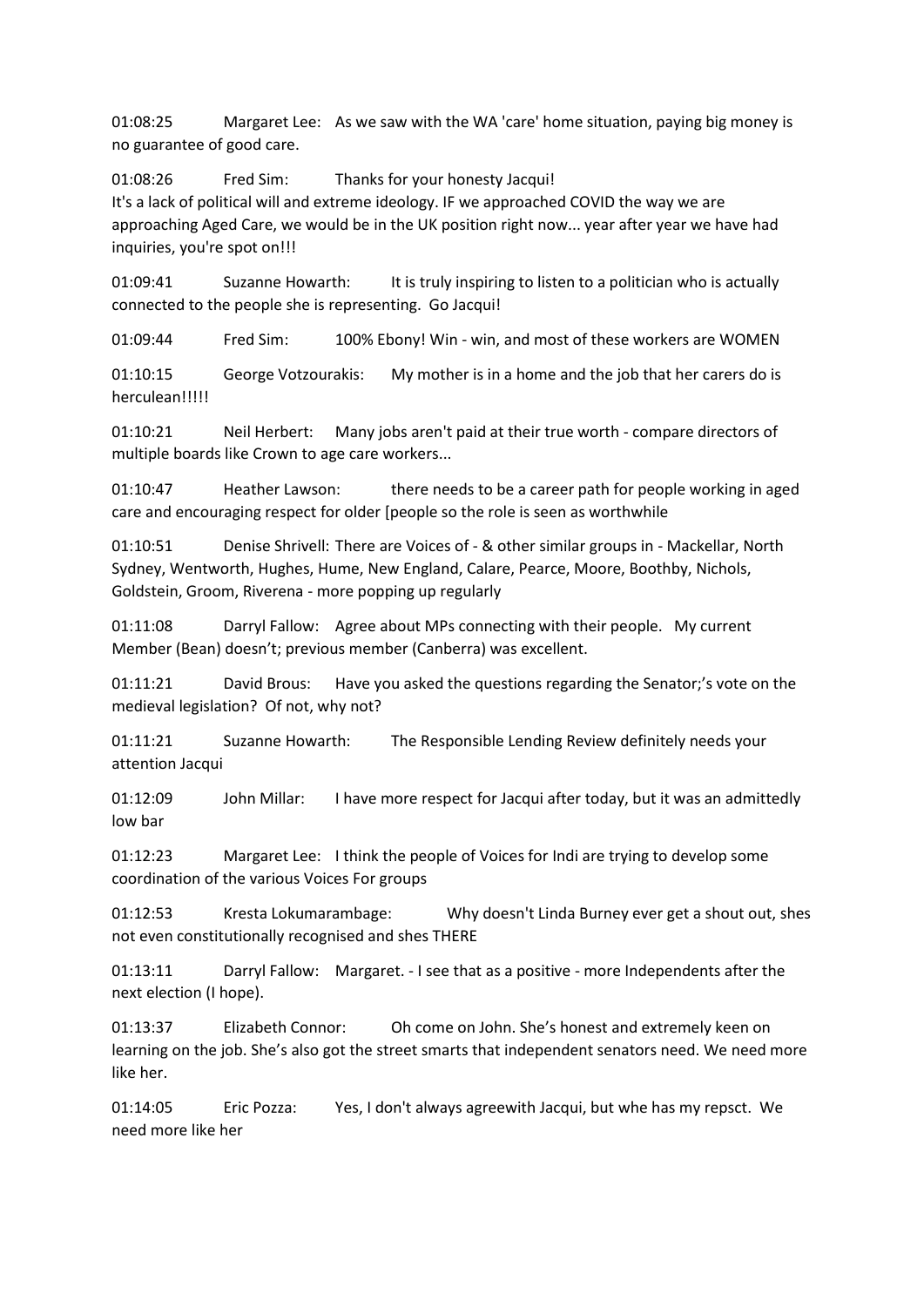01:08:25 Margaret Lee: As we saw with the WA 'care' home situation, paying big money is no guarantee of good care.

01:08:26 Fred Sim: Thanks for your honesty Jacqui!
It's a lack of political will and extreme ideology. IF we approached COVID the way we are approaching Aged Care, we would be in the UK position right now... year after year we have had inquiries, you're spot on!!!

01:09:41 Suzanne Howarth: It is truly inspiring to listen to a politician who is actually connected to the people she is representing. Go Jacqui!

01:09:44 Fred Sim: 100% Ebony! Win - win, and most of these workers are WOMEN

01:10:15 George Votzourakis: My mother is in a home and the job that her carers do is herculean!!!!!

01:10:21 Neil Herbert: Many jobs aren't paid at their true worth - compare directors of multiple boards like Crown to age care workers...

01:10:47 Heather Lawson: there needs to be a career path for people working in aged care and encouraging respect for older [people so the role is seen as worthwhile

01:10:51 Denise Shrivell: There are Voices of - & other similar groups in - Mackellar, North Sydney, Wentworth, Hughes, Hume, New England, Calare, Pearce, Moore, Boothby, Nichols, Goldstein, Groom, Riverena - more popping up regularly

01:11:08 Darryl Fallow: Agree about MPs connecting with their people. My current Member (Bean) doesn't; previous member (Canberra) was excellent.

01:11:21 David Brous: Have you asked the questions regarding the Senator;'s vote on the medieval legislation? Of not, why not?

01:11:21 Suzanne Howarth: The Responsible Lending Review definitely needs your attention Jacqui

01:12:09 John Millar: I have more respect for Jacqui after today, but it was an admittedly low bar

01:12:23 Margaret Lee: I think the people of Voices for Indi are trying to develop some coordination of the various Voices For groups

01:12:53 Kresta Lokumarambage: Why doesn't Linda Burney ever get a shout out, shes not even constitutionally recognised and shes THERE

01:13:11 Darryl Fallow: Margaret. - I see that as a positive - more Independents after the next election (I hope).

01:13:37 Elizabeth Connor: Oh come on John. She's honest and extremely keen on learning on the job. She's also got the street smarts that independent senators need. We need more like her.

01:14:05 Eric Pozza: Yes, I don't always agreewith Jacqui, but whe has my repsct. We need more like her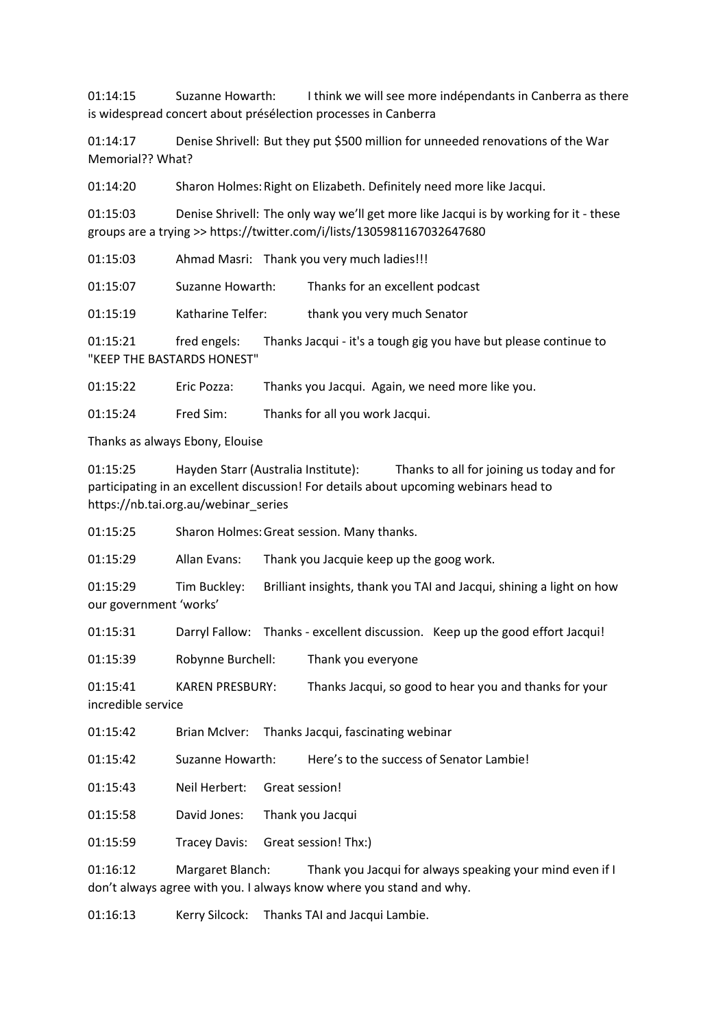01:14:15 Suzanne Howarth: I think we will see more indépendants in Canberra as there is widespread concert about présélection processes in Canberra

01:14:17 Denise Shrivell: But they put $500 million for unneeded renovations of the War Memorial?? What?

01:14:20 Sharon Holmes: Right on Elizabeth. Definitely need more like Jacqui.

01:15:03 Denise Shrivell: The only way we'll get more like Jacqui is by working for it - these groups are a trying >> https://twitter.com/i/lists/1305981167032647680

01:15:03 Ahmad Masri: Thank you very much ladies!!!

01:15:07 Suzanne Howarth: Thanks for an excellent podcast

01:15:19 Katharine Telfer: thank you very much Senator

01:15:21 fred engels: Thanks Jacqui - it's a tough gig you have but please continue to "KEEP THE BASTARDS HONEST"

01:15:22 Eric Pozza: Thanks you Jacqui. Again, we need more like you.

01:15:24 Fred Sim: Thanks for all you work Jacqui.

Thanks as always Ebony, Elouise

01:15:25 Hayden Starr (Australia Institute): Thanks to all for joining us today and for participating in an excellent discussion! For details about upcoming webinars head to https://nb.tai.org.au/webinar_series

01:15:25 Sharon Holmes: Great session. Many thanks.

01:15:29 Allan Evans: Thank you Jacquie keep up the goog work.

01:15:29 Tim Buckley: Brilliant insights, thank you TAI and Jacqui, shining a light on how our government 'works'

01:15:31 Darryl Fallow: Thanks - excellent discussion. Keep up the good effort Jacqui!

01:15:39 Robynne Burchell: Thank you everyone

01:15:41 KAREN PRESBURY: Thanks Jacqui, so good to hear you and thanks for your incredible service

01:15:42 Brian McIver: Thanks Jacqui, fascinating webinar

01:15:42 Suzanne Howarth: Here's to the success of Senator Lambie!

01:15:43 Neil Herbert: Great session!

01:15:58 David Jones: Thank you Jacqui

01:15:59 Tracey Davis: Great session! Thx:)

01:16:12 Margaret Blanch: Thank you Jacqui for always speaking your mind even if I don't always agree with you. I always know where you stand and why.

01:16:13 Kerry Silcock: Thanks TAI and Jacqui Lambie.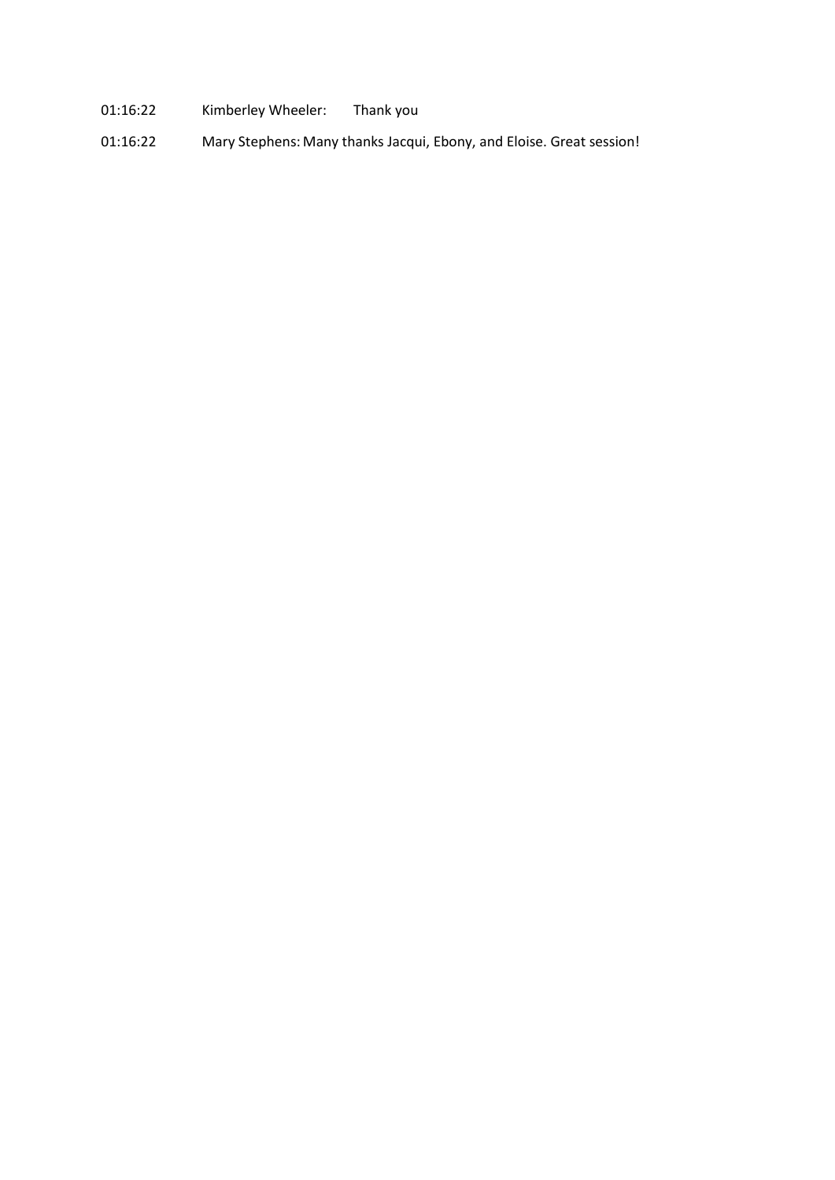01:16:22 Kimberley Wheeler: Thank you

01:16:22 Mary Stephens: Many thanks Jacqui, Ebony, and Eloise. Great session!